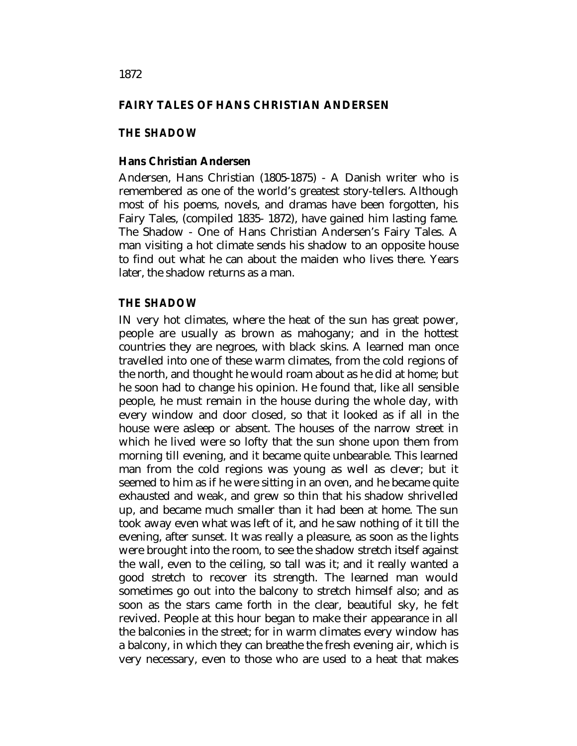1872

# FAIRY TALES OF HANS CHRISTIAN ANDERSEN

## THE SHADOW

### Hans Christian Andersen

Andersen, Hans Christian (1805-1875) - A Danish writer who is remembered as one of the world's greatest story-tellers. Although most of his poems, novels, and dramas have been forgotten, his Fairy Tales, (compiled 1835- 1872), have gained him lasting fame. The Shadow - One of Hans Christian Andersen's Fairy Tales. A man visiting a hot climate sends his shadow to an opposite house to find out what he can about the maiden who lives there. Years later, the shadow returns as a man.

## THE SHADOW

IN very hot climates, where the heat of the sun has great power, people are usually as brown as mahogany; and in the hottest countries they are negroes, with black skins. A learned man once travelled into one of these warm climates, from the cold regions of the north, and thought he would roam about as he did at home; but he soon had to change his opinion. He found that, like all sensible people, he must remain in the house during the whole day, with every window and door closed, so that it looked as if all in the house were asleep or absent. The houses of the narrow street in which he lived were so lofty that the sun shone upon them from morning till evening, and it became quite unbearable. This learned man from the cold regions was young as well as clever; but it seemed to him as if he were sitting in an oven, and he became quite exhausted and weak, and grew so thin that his shadow shrivelled up, and became much smaller than it had been at home. The sun took away even what was left of it, and he saw nothing of it till the evening, after sunset. It was really a pleasure, as soon as the lights were brought into the room, to see the shadow stretch itself against the wall, even to the ceiling, so tall was it; and it really wanted a good stretch to recover its strength. The learned man would sometimes go out into the balcony to stretch himself also; and as soon as the stars came forth in the clear, beautiful sky, he felt revived. People at this hour began to make their appearance in all the balconies in the street; for in warm climates every window has a balcony, in which they can breathe the fresh evening air, which is very necessary, even to those who are used to a heat that makes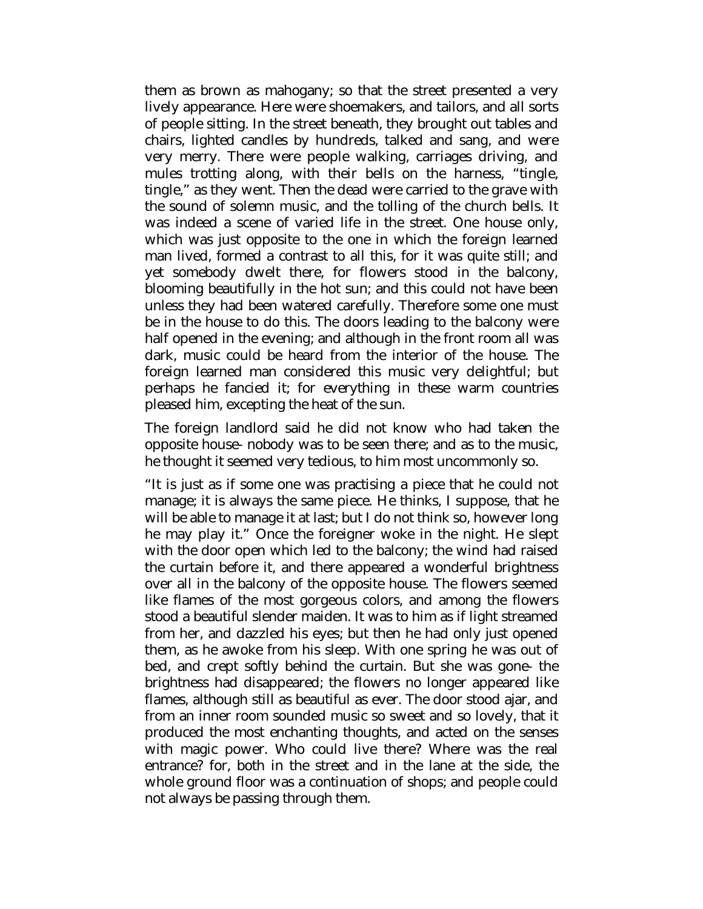them as brown as mahogany; so that the street presented a very lively appearance. Here were shoemakers, and tailors, and all sorts of people sitting. In the street beneath, they brought out tables and chairs, lighted candles by hundreds, talked and sang, and were very merry. There were people walking, carriages driving, and mules trotting along, with their bells on the harness, "tingle, tingle," as they went. Then the dead were carried to the grave with the sound of solemn music, and the tolling of the church bells. It was indeed a scene of varied life in the street. One house only, which was just opposite to the one in which the foreign learned man lived, formed a contrast to all this, for it was quite still; and yet somebody dwelt there, for flowers stood in the balcony, blooming beautifully in the hot sun; and this could not have been unless they had been watered carefully. Therefore some one must be in the house to do this. The doors leading to the balcony were half opened in the evening; and although in the front room all was dark, music could be heard from the interior of the house. The foreign learned man considered this music very delightful; but perhaps he fancied it; for everything in these warm countries pleased him, excepting the heat of the sun.

The foreign landlord said he did not know who had taken the opposite house- nobody was to be seen there; and as to the music, he thought it seemed very tedious, to him most uncommonly so.

"It is just as if some one was practising a piece that he could not manage; it is always the same piece. He thinks, I suppose, that he will be able to manage it at last; but I do not think so, however long he may play it." Once the foreigner woke in the night. He slept with the door open which led to the balcony; the wind had raised the curtain before it, and there appeared a wonderful brightness over all in the balcony of the opposite house. The flowers seemed like flames of the most gorgeous colors, and among the flowers stood a beautiful slender maiden. It was to him as if light streamed from her, and dazzled his eyes; but then he had only just opened them, as he awoke from his sleep. With one spring he was out of bed, and crept softly behind the curtain. But she was gone- the brightness had disappeared; the flowers no longer appeared like flames, although still as beautiful as ever. The door stood ajar, and from an inner room sounded music so sweet and so lovely, that it produced the most enchanting thoughts, and acted on the senses with magic power. Who could live there? Where was the real entrance? for, both in the street and in the lane at the side, the whole ground floor was a continuation of shops; and people could not always be passing through them.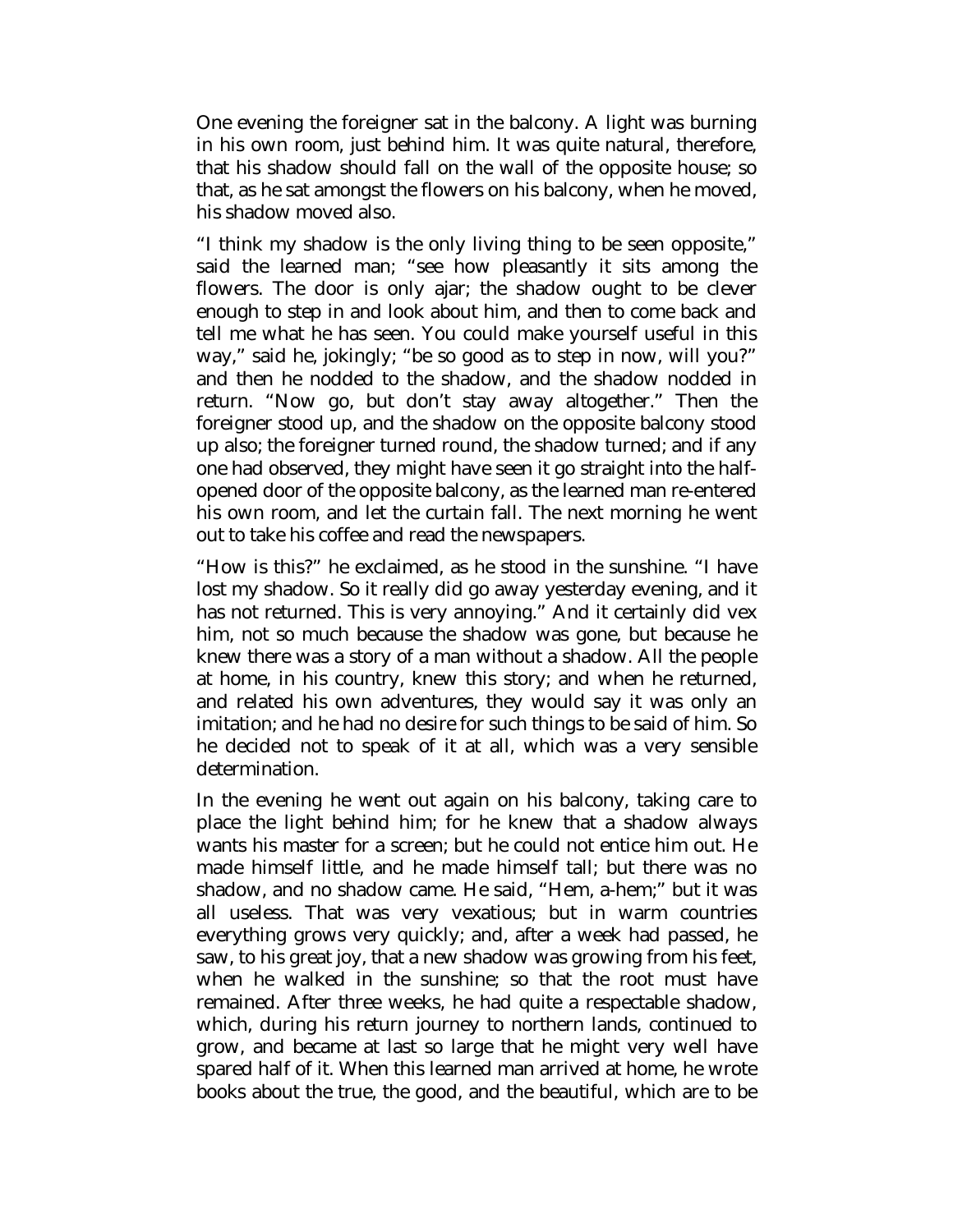One evening the foreigner sat in the balcony. A light was burning in his own room, just behind him. It was quite natural, therefore, that his shadow should fall on the wall of the opposite house; so that, as he sat amongst the flowers on his balcony, when he moved, his shadow moved also.

"I think my shadow is the only living thing to be seen opposite," said the learned man; "see how pleasantly it sits among the flowers. The door is only ajar; the shadow ought to be clever enough to step in and look about him, and then to come back and tell me what he has seen. You could make yourself useful in this way," said he, jokingly; "be so good as to step in now, will you?" and then he nodded to the shadow, and the shadow nodded in return. "Now go, but don't stay away altogether." Then the foreigner stood up, and the shadow on the opposite balcony stood up also; the foreigner turned round, the shadow turned; and if any one had observed, they might have seen it go straight into the half-opened door of the opposite balcony, as the learned man re-entered his own room, and let the curtain fall. The next morning he went out to take his coffee and read the newspapers.

"How is this?" he exclaimed, as he stood in the sunshine. "I have lost my shadow. So it really did go away yesterday evening, and it has not returned. This is very annoying." And it certainly did vex him, not so much because the shadow was gone, but because he knew there was a story of a man without a shadow. All the people at home, in his country, knew this story; and when he returned, and related his own adventures, they would say it was only an imitation; and he had no desire for such things to be said of him. So he decided not to speak of it at all, which was a very sensible determination.

In the evening he went out again on his balcony, taking care to place the light behind him; for he knew that a shadow always wants his master for a screen; but he could not entice him out. He made himself little, and he made himself tall; but there was no shadow, and no shadow came. He said, "Hem, a-hem;" but it was all useless. That was very vexatious; but in warm countries everything grows very quickly; and, after a week had passed, he saw, to his great joy, that a new shadow was growing from his feet, when he walked in the sunshine; so that the root must have remained. After three weeks, he had quite a respectable shadow, which, during his return journey to northern lands, continued to grow, and became at last so large that he might very well have spared half of it. When this learned man arrived at home, he wrote books about the true, the good, and the beautiful, which are to be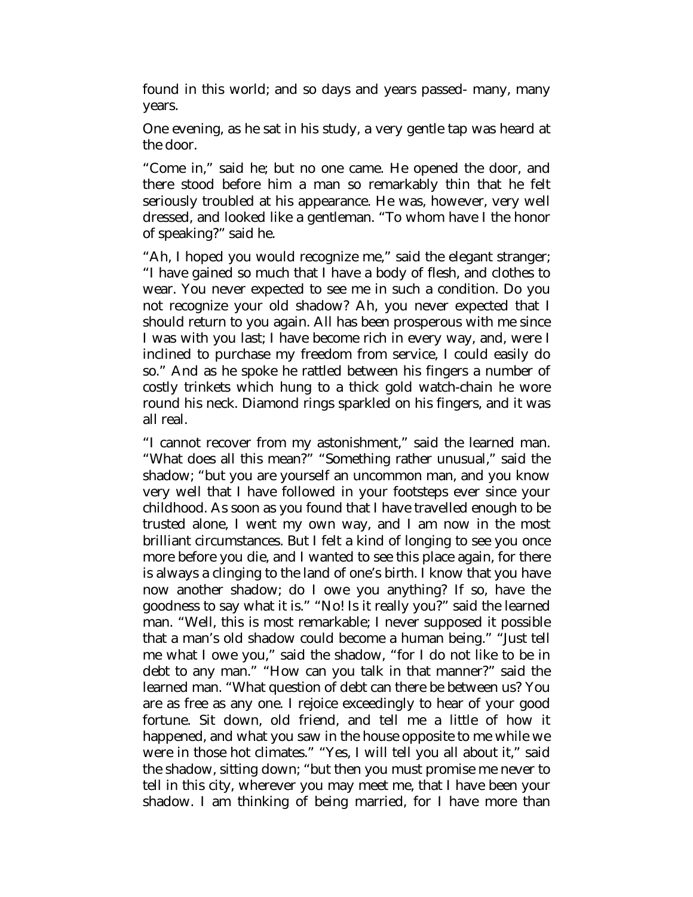found in this world; and so days and years passed- many, many years.

One evening, as he sat in his study, a very gentle tap was heard at the door.

"Come in," said he; but no one came. He opened the door, and there stood before him a man so remarkably thin that he felt seriously troubled at his appearance. He was, however, very well dressed, and looked like a gentleman. "To whom have I the honor of speaking?" said he.

"Ah, I hoped you would recognize me," said the elegant stranger; "I have gained so much that I have a body of flesh, and clothes to wear. You never expected to see me in such a condition. Do you not recognize your old shadow? Ah, you never expected that I should return to you again. All has been prosperous with me since I was with you last; I have become rich in every way, and, were I inclined to purchase my freedom from service, I could easily do so." And as he spoke he rattled between his fingers a number of costly trinkets which hung to a thick gold watch-chain he wore round his neck. Diamond rings sparkled on his fingers, and it was all real.

"I cannot recover from my astonishment," said the learned man. "What does all this mean?" "Something rather unusual," said the shadow; "but you are yourself an uncommon man, and you know very well that I have followed in your footsteps ever since your childhood. As soon as you found that I have travelled enough to be trusted alone, I went my own way, and I am now in the most brilliant circumstances. But I felt a kind of longing to see you once more before you die, and I wanted to see this place again, for there is always a clinging to the land of one's birth. I know that you have now another shadow; do I owe you anything? If so, have the goodness to say what it is." "No! Is it really you?" said the learned man. "Well, this is most remarkable; I never supposed it possible that a man's old shadow could become a human being." "Just tell me what I owe you," said the shadow, "for I do not like to be in debt to any man." "How can you talk in that manner?" said the learned man. "What question of debt can there be between us? You are as free as any one. I rejoice exceedingly to hear of your good fortune. Sit down, old friend, and tell me a little of how it happened, and what you saw in the house opposite to me while we were in those hot climates." "Yes, I will tell you all about it," said the shadow, sitting down; "but then you must promise me never to tell in this city, wherever you may meet me, that I have been your shadow. I am thinking of being married, for I have more than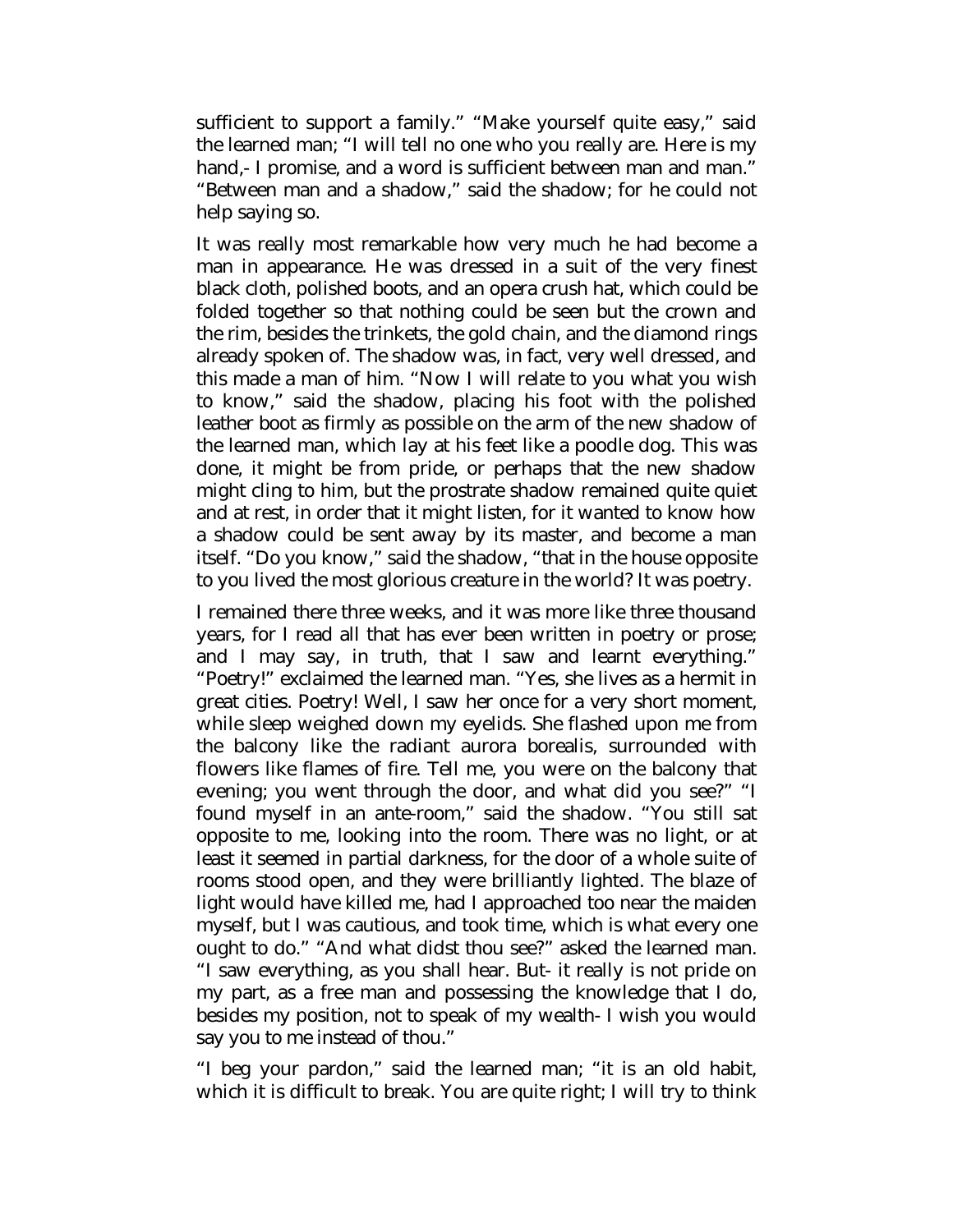sufficient to support a family." "Make yourself quite easy," said the learned man; "I will tell no one who you really are. Here is my hand,- I promise, and a word is sufficient between man and man." "Between man and a shadow," said the shadow; for he could not help saying so.

It was really most remarkable how very much he had become a man in appearance. He was dressed in a suit of the very finest black cloth, polished boots, and an opera crush hat, which could be folded together so that nothing could be seen but the crown and the rim, besides the trinkets, the gold chain, and the diamond rings already spoken of. The shadow was, in fact, very well dressed, and this made a man of him. "Now I will relate to you what you wish to know," said the shadow, placing his foot with the polished leather boot as firmly as possible on the arm of the new shadow of the learned man, which lay at his feet like a poodle dog. This was done, it might be from pride, or perhaps that the new shadow might cling to him, but the prostrate shadow remained quite quiet and at rest, in order that it might listen, for it wanted to know how a shadow could be sent away by its master, and become a man itself. "Do you know," said the shadow, "that in the house opposite to you lived the most glorious creature in the world? It was poetry.

I remained there three weeks, and it was more like three thousand years, for I read all that has ever been written in poetry or prose; and I may say, in truth, that I saw and learnt everything." "Poetry!" exclaimed the learned man. "Yes, she lives as a hermit in great cities. Poetry! Well, I saw her once for a very short moment, while sleep weighed down my eyelids. She flashed upon me from the balcony like the radiant aurora borealis, surrounded with flowers like flames of fire. Tell me, you were on the balcony that evening; you went through the door, and what did you see?" "I found myself in an ante-room," said the shadow. "You still sat opposite to me, looking into the room. There was no light, or at least it seemed in partial darkness, for the door of a whole suite of rooms stood open, and they were brilliantly lighted. The blaze of light would have killed me, had I approached too near the maiden myself, but I was cautious, and took time, which is what every one ought to do." "And what didst thou see?" asked the learned man. "I saw everything, as you shall hear. But- it really is not pride on my part, as a free man and possessing the knowledge that I do, besides my position, not to speak of my wealth- I wish you would say you to me instead of thou."

"I beg your pardon," said the learned man; "it is an old habit, which it is difficult to break. You are quite right; I will try to think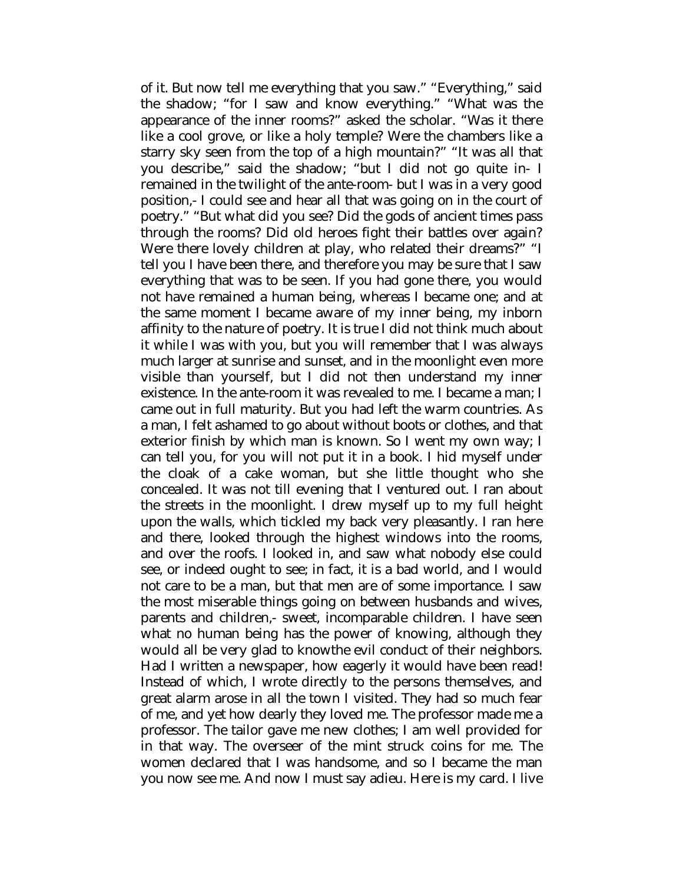of it. But now tell me everything that you saw." "Everything," said the shadow; "for I saw and know everything." "What was the appearance of the inner rooms?" asked the scholar. "Was it there like a cool grove, or like a holy temple? Were the chambers like a starry sky seen from the top of a high mountain?" "It was all that you describe," said the shadow; "but I did not go quite in- I remained in the twilight of the ante-room- but I was in a very good position,- I could see and hear all that was going on in the court of poetry." "But what did you see? Did the gods of ancient times pass through the rooms? Did old heroes fight their battles over again? Were there lovely children at play, who related their dreams?" "I tell you I have been there, and therefore you may be sure that I saw everything that was to be seen. If you had gone there, you would not have remained a human being, whereas I became one; and at the same moment I became aware of my inner being, my inborn affinity to the nature of poetry. It is true I did not think much about it while I was with you, but you will remember that I was always much larger at sunrise and sunset, and in the moonlight even more visible than yourself, but I did not then understand my inner existence. In the ante-room it was revealed to me. I became a man; I came out in full maturity. But you had left the warm countries. As a man, I felt ashamed to go about without boots or clothes, and that exterior finish by which man is known. So I went my own way; I can tell you, for you will not put it in a book. I hid myself under the cloak of a cake woman, but she little thought who she concealed. It was not till evening that I ventured out. I ran about the streets in the moonlight. I drew myself up to my full height upon the walls, which tickled my back very pleasantly. I ran here and there, looked through the highest windows into the rooms, and over the roofs. I looked in, and saw what nobody else could see, or indeed ought to see; in fact, it is a bad world, and I would not care to be a man, but that men are of some importance. I saw the most miserable things going on between husbands and wives, parents and children,- sweet, incomparable children. I have seen what no human being has the power of knowing, although they would all be very glad to knowthe evil conduct of their neighbors. Had I written a newspaper, how eagerly it would have been read! Instead of which, I wrote directly to the persons themselves, and great alarm arose in all the town I visited. They had so much fear of me, and yet how dearly they loved me. The professor made me a professor. The tailor gave me new clothes; I am well provided for in that way. The overseer of the mint struck coins for me. The women declared that I was handsome, and so I became the man you now see me. And now I must say adieu. Here is my card. I live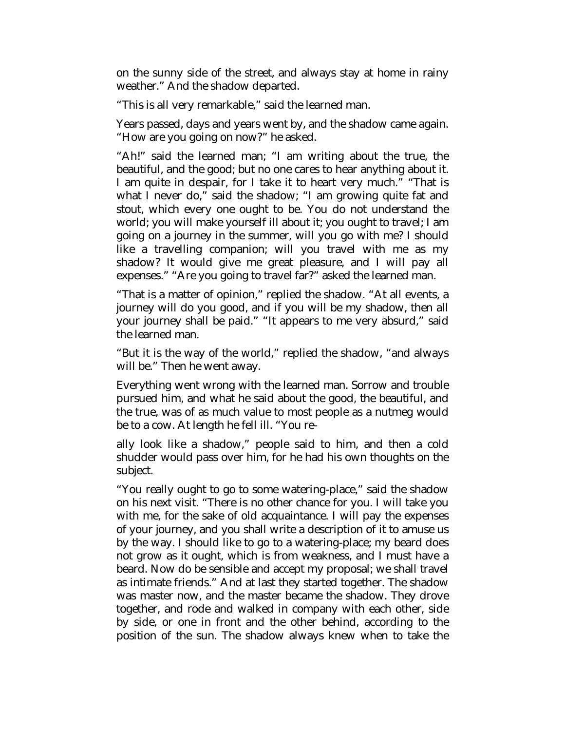on the sunny side of the street, and always stay at home in rainy weather." And the shadow departed.

"This is all very remarkable," said the learned man.

Years passed, days and years went by, and the shadow came again. "How are you going on now?" he asked.

"Ah!" said the learned man; "I am writing about the true, the beautiful, and the good; but no one cares to hear anything about it. I am quite in despair, for I take it to heart very much." "That is what I never do," said the shadow; "I am growing quite fat and stout, which every one ought to be. You do not understand the world; you will make yourself ill about it; you ought to travel; I am going on a journey in the summer, will you go with me? I should like a travelling companion; will you travel with me as my shadow? It would give me great pleasure, and I will pay all expenses." "Are you going to travel far?" asked the learned man.

"That is a matter of opinion," replied the shadow. "At all events, a journey will do you good, and if you will be my shadow, then all your journey shall be paid." "It appears to me very absurd," said the learned man.

"But it is the way of the world," replied the shadow, "and always will be." Then he went away.

Everything went wrong with the learned man. Sorrow and trouble pursued him, and what he said about the good, the beautiful, and the true, was of as much value to most people as a nutmeg would be to a cow. At length he fell ill. "You really look like a shadow," people said to him, and then a cold shudder would pass over him, for he had his own thoughts on the subject.

"You really ought to go to some watering-place," said the shadow on his next visit. "There is no other chance for you. I will take you with me, for the sake of old acquaintance. I will pay the expenses of your journey, and you shall write a description of it to amuse us by the way. I should like to go to a watering-place; my beard does not grow as it ought, which is from weakness, and I must have a beard. Now do be sensible and accept my proposal; we shall travel as intimate friends." And at last they started together. The shadow was master now, and the master became the shadow. They drove together, and rode and walked in company with each other, side by side, or one in front and the other behind, according to the position of the sun. The shadow always knew when to take the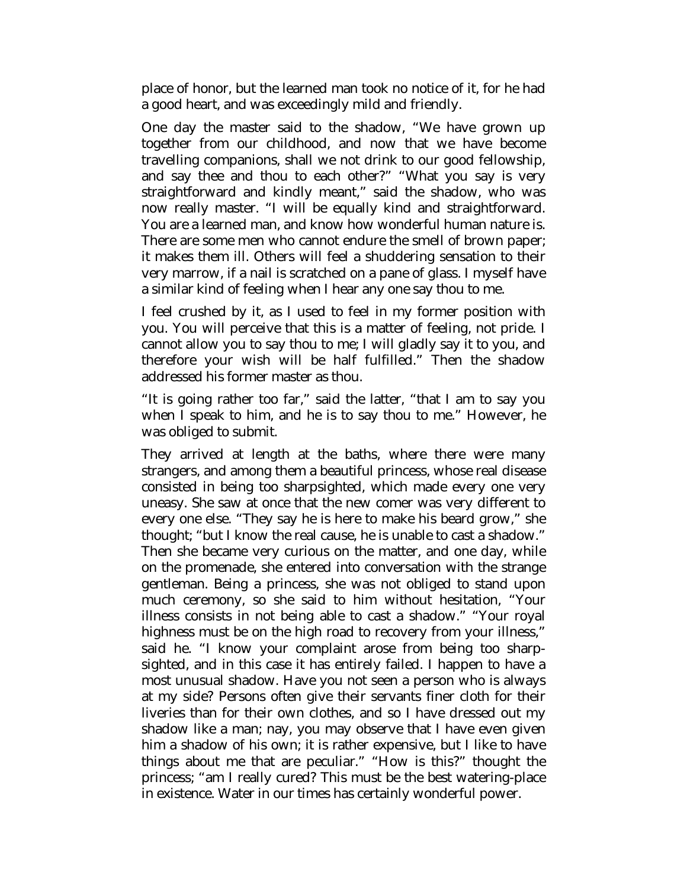place of honor, but the learned man took no notice of it, for he had a good heart, and was exceedingly mild and friendly.

One day the master said to the shadow, "We have grown up together from our childhood, and now that we have become travelling companions, shall we not drink to our good fellowship, and say thee and thou to each other?" "What you say is very straightforward and kindly meant," said the shadow, who was now really master. "I will be equally kind and straightforward. You are a learned man, and know how wonderful human nature is. There are some men who cannot endure the smell of brown paper; it makes them ill. Others will feel a shuddering sensation to their very marrow, if a nail is scratched on a pane of glass. I myself have a similar kind of feeling when I hear any one say thou to me.

I feel crushed by it, as I used to feel in my former position with you. You will perceive that this is a matter of feeling, not pride. I cannot allow you to say thou to me; I will gladly say it to you, and therefore your wish will be half fulfilled." Then the shadow addressed his former master as thou.

"It is going rather too far," said the latter, "that I am to say you when I speak to him, and he is to say thou to me." However, he was obliged to submit.

They arrived at length at the baths, where there were many strangers, and among them a beautiful princess, whose real disease consisted in being too sharpsighted, which made every one very uneasy. She saw at once that the new comer was very different to every one else. "They say he is here to make his beard grow," she thought; "but I know the real cause, he is unable to cast a shadow." Then she became very curious on the matter, and one day, while on the promenade, she entered into conversation with the strange gentleman. Being a princess, she was not obliged to stand upon much ceremony, so she said to him without hesitation, "Your illness consists in not being able to cast a shadow." "Your royal highness must be on the high road to recovery from your illness," said he. "I know your complaint arose from being too sharp-sighted, and in this case it has entirely failed. I happen to have a most unusual shadow. Have you not seen a person who is always at my side? Persons often give their servants finer cloth for their liveries than for their own clothes, and so I have dressed out my shadow like a man; nay, you may observe that I have even given him a shadow of his own; it is rather expensive, but I like to have things about me that are peculiar." "How is this?" thought the princess; "am I really cured? This must be the best watering-place in existence. Water in our times has certainly wonderful power.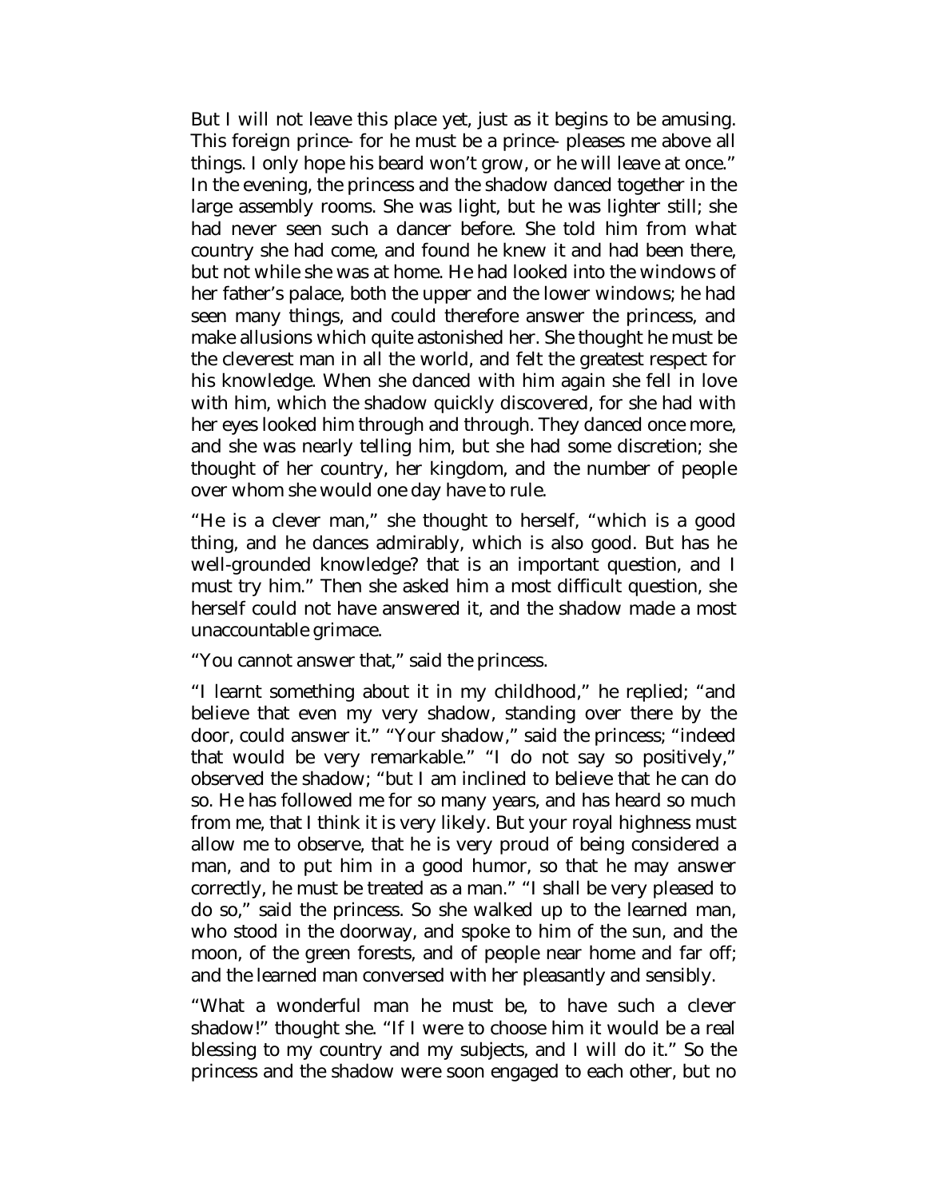But I will not leave this place yet, just as it begins to be amusing. This foreign prince- for he must be a prince- pleases me above all things. I only hope his beard won't grow, or he will leave at once." In the evening, the princess and the shadow danced together in the large assembly rooms. She was light, but he was lighter still; she had never seen such a dancer before. She told him from what country she had come, and found he knew it and had been there, but not while she was at home. He had looked into the windows of her father's palace, both the upper and the lower windows; he had seen many things, and could therefore answer the princess, and make allusions which quite astonished her. She thought he must be the cleverest man in all the world, and felt the greatest respect for his knowledge. When she danced with him again she fell in love with him, which the shadow quickly discovered, for she had with her eyes looked him through and through. They danced once more, and she was nearly telling him, but she had some discretion; she thought of her country, her kingdom, and the number of people over whom she would one day have to rule.

"He is a clever man," she thought to herself, "which is a good thing, and he dances admirably, which is also good. But has he well-grounded knowledge? that is an important question, and I must try him." Then she asked him a most difficult question, she herself could not have answered it, and the shadow made a most unaccountable grimace.

"You cannot answer that," said the princess.

"I learnt something about it in my childhood," he replied; "and believe that even my very shadow, standing over there by the door, could answer it." "Your shadow," said the princess; "indeed that would be very remarkable." "I do not say so positively," observed the shadow; "but I am inclined to believe that he can do so. He has followed me for so many years, and has heard so much from me, that I think it is very likely. But your royal highness must allow me to observe, that he is very proud of being considered a man, and to put him in a good humor, so that he may answer correctly, he must be treated as a man." "I shall be very pleased to do so," said the princess. So she walked up to the learned man, who stood in the doorway, and spoke to him of the sun, and the moon, of the green forests, and of people near home and far off; and the learned man conversed with her pleasantly and sensibly.

"What a wonderful man he must be, to have such a clever shadow!" thought she. "If I were to choose him it would be a real blessing to my country and my subjects, and I will do it." So the princess and the shadow were soon engaged to each other, but no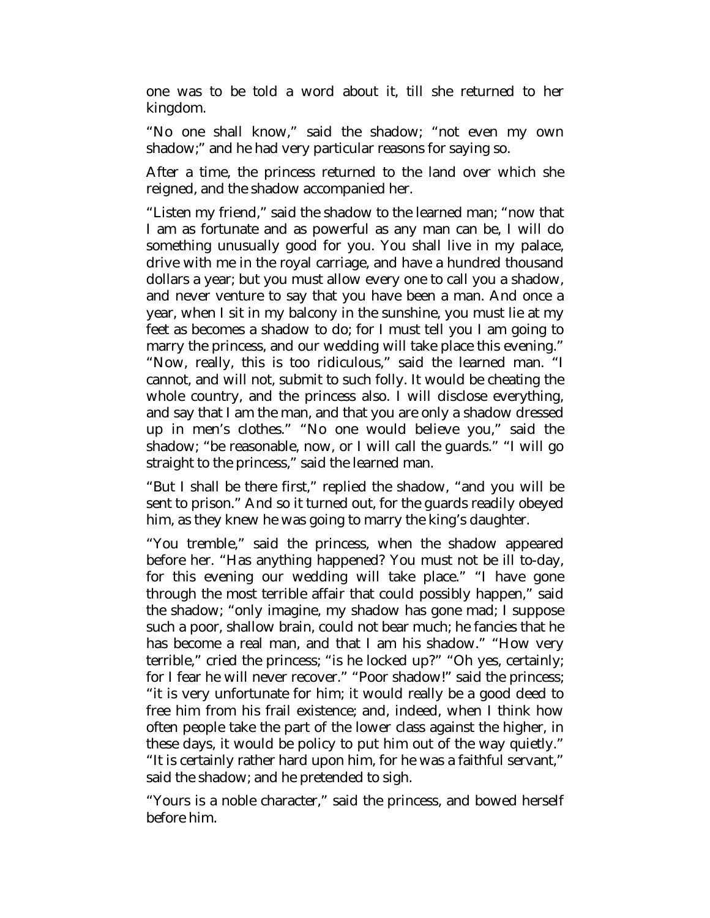one was to be told a word about it, till she returned to her kingdom.

"No one shall know," said the shadow; "not even my own shadow;" and he had very particular reasons for saying so.

After a time, the princess returned to the land over which she reigned, and the shadow accompanied her.

"Listen my friend," said the shadow to the learned man; "now that I am as fortunate and as powerful as any man can be, I will do something unusually good for you. You shall live in my palace, drive with me in the royal carriage, and have a hundred thousand dollars a year; but you must allow every one to call you a shadow, and never venture to say that you have been a man. And once a year, when I sit in my balcony in the sunshine, you must lie at my feet as becomes a shadow to do; for I must tell you I am going to marry the princess, and our wedding will take place this evening." "Now, really, this is too ridiculous," said the learned man. "I cannot, and will not, submit to such folly. It would be cheating the whole country, and the princess also. I will disclose everything, and say that I am the man, and that you are only a shadow dressed up in men's clothes." "No one would believe you," said the shadow; "be reasonable, now, or I will call the guards." "I will go straight to the princess," said the learned man.

"But I shall be there first," replied the shadow, "and you will be sent to prison." And so it turned out, for the guards readily obeyed him, as they knew he was going to marry the king's daughter.

"You tremble," said the princess, when the shadow appeared before her. "Has anything happened? You must not be ill to-day, for this evening our wedding will take place." "I have gone through the most terrible affair that could possibly happen," said the shadow; "only imagine, my shadow has gone mad; I suppose such a poor, shallow brain, could not bear much; he fancies that he has become a real man, and that I am his shadow." "How very terrible," cried the princess; "is he locked up?" "Oh yes, certainly; for I fear he will never recover." "Poor shadow!" said the princess; "it is very unfortunate for him; it would really be a good deed to free him from his frail existence; and, indeed, when I think how often people take the part of the lower class against the higher, in these days, it would be policy to put him out of the way quietly." "It is certainly rather hard upon him, for he was a faithful servant," said the shadow; and he pretended to sigh.

"Yours is a noble character," said the princess, and bowed herself before him.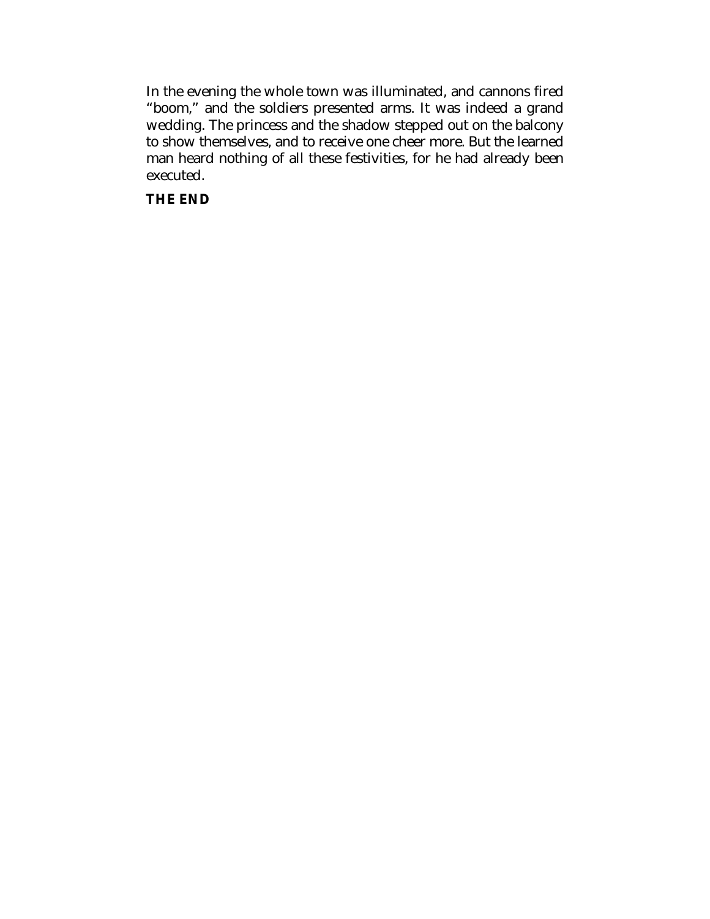In the evening the whole town was illuminated, and cannons fired "boom," and the soldiers presented arms. It was indeed a grand wedding. The princess and the shadow stepped out on the balcony to show themselves, and to receive one cheer more. But the learned man heard nothing of all these festivities, for he had already been executed.

**THE END**